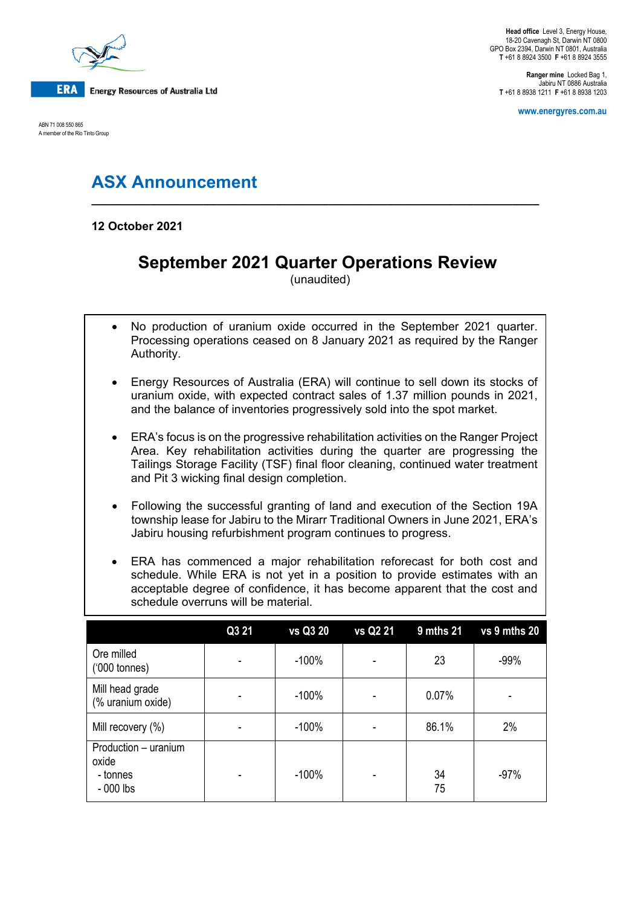**ERA** Energy Resources of Australia Ltd

ABN 71 008 550 865
A member of the Rio Tinto Group

**Head office** Level 3, Energy House, 18-20 Cavenagh St, Darwin NT 0800
GPO Box 2394, Darwin NT 0801, Australia
**T** +61 8 8924 3500 **F** +61 8 8924 3555

**Ranger mine** Locked Bag 1, Jabiru NT 0886 Australia
**T** +61 8 8938 1211 **F** +61 8 8938 1203

**www.energyres.com.au**

# ASX Announcement

**12 October 2021**

## September 2021 Quarter Operations Review

(unaudited)

- No production of uranium oxide occurred in the September 2021 quarter. Processing operations ceased on 8 January 2021 as required by the Ranger Authority.
- Energy Resources of Australia (ERA) will continue to sell down its stocks of uranium oxide, with expected contract sales of 1.37 million pounds in 2021, and the balance of inventories progressively sold into the spot market.
- ERA's focus is on the progressive rehabilitation activities on the Ranger Project Area. Key rehabilitation activities during the quarter are progressing the Tailings Storage Facility (TSF) final floor cleaning, continued water treatment and Pit 3 wicking final design completion.
- Following the successful granting of land and execution of the Section 19A township lease for Jabiru to the Mirarr Traditional Owners in June 2021, ERA's Jabiru housing refurbishment program continues to progress.
- ERA has commenced a major rehabilitation reforecast for both cost and schedule. While ERA is not yet in a position to provide estimates with an acceptable degree of confidence, it has become apparent that the cost and schedule overruns will be material.

| | Q3 21 | vs Q3 20 | vs Q2 21 | 9 mths 21 | vs 9 mths 20 |
|---|---|---|---|---|---|
| Ore milled ('000 tonnes) | - | -100% | - | 23 | -99% |
| Mill head grade (% uranium oxide) | - | -100% | - | 0.07% | - |
| Mill recovery (%) | - | -100% | - | 86.1% | 2% |
| Production – uranium oxide<br>- tonnes<br>- 000 lbs | - | -100% | - | 34<br>75 | -97% |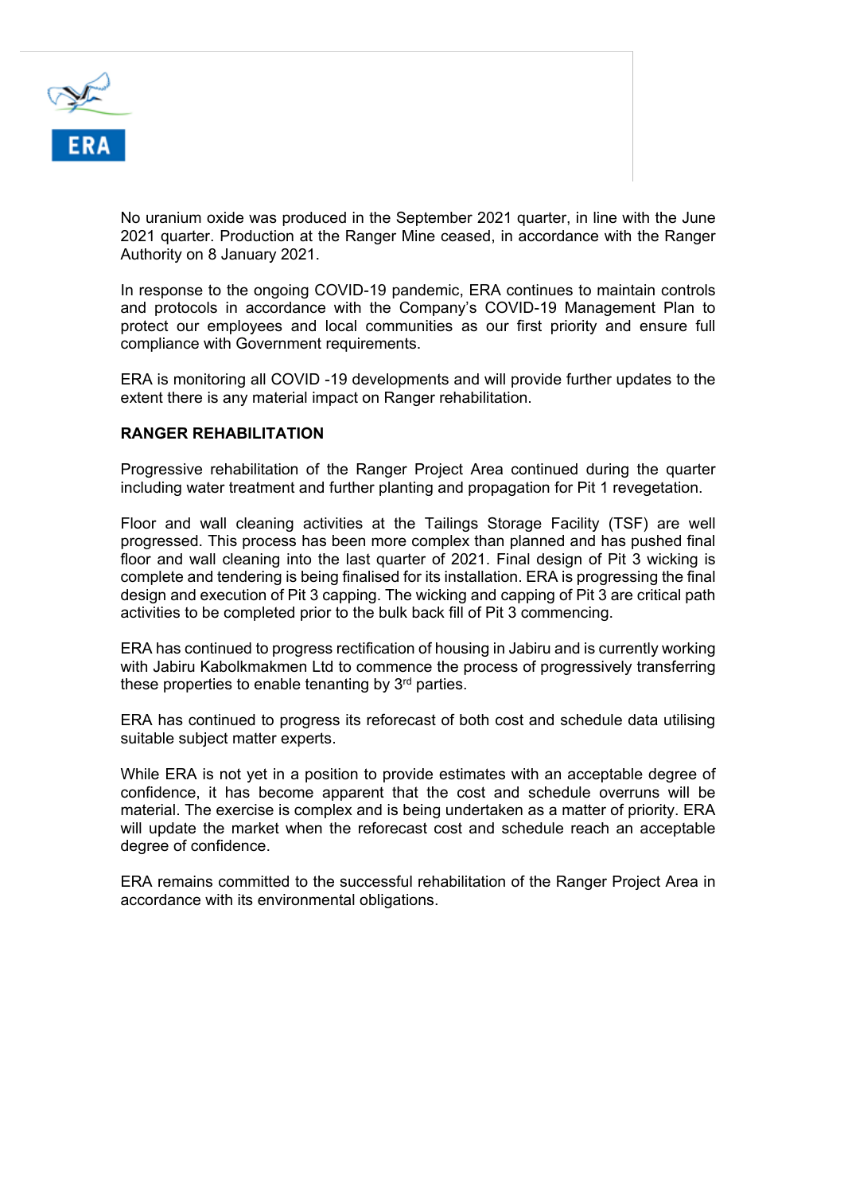No uranium oxide was produced in the September 2021 quarter, in line with the June 2021 quarter. Production at the Ranger Mine ceased, in accordance with the Ranger Authority on 8 January 2021.

In response to the ongoing COVID-19 pandemic, ERA continues to maintain controls and protocols in accordance with the Company's COVID-19 Management Plan to protect our employees and local communities as our first priority and ensure full compliance with Government requirements.

ERA is monitoring all COVID -19 developments and will provide further updates to the extent there is any material impact on Ranger rehabilitation.

**RANGER REHABILITATION**

Progressive rehabilitation of the Ranger Project Area continued during the quarter including water treatment and further planting and propagation for Pit 1 revegetation.

Floor and wall cleaning activities at the Tailings Storage Facility (TSF) are well progressed. This process has been more complex than planned and has pushed final floor and wall cleaning into the last quarter of 2021. Final design of Pit 3 wicking is complete and tendering is being finalised for its installation. ERA is progressing the final design and execution of Pit 3 capping. The wicking and capping of Pit 3 are critical path activities to be completed prior to the bulk back fill of Pit 3 commencing.

ERA has continued to progress rectification of housing in Jabiru and is currently working with Jabiru Kabolkmakmen Ltd to commence the process of progressively transferring these properties to enable tenanting by 3rd parties.

ERA has continued to progress its reforecast of both cost and schedule data utilising suitable subject matter experts.

While ERA is not yet in a position to provide estimates with an acceptable degree of confidence, it has become apparent that the cost and schedule overruns will be material. The exercise is complex and is being undertaken as a matter of priority. ERA will update the market when the reforecast cost and schedule reach an acceptable degree of confidence.

ERA remains committed to the successful rehabilitation of the Ranger Project Area in accordance with its environmental obligations.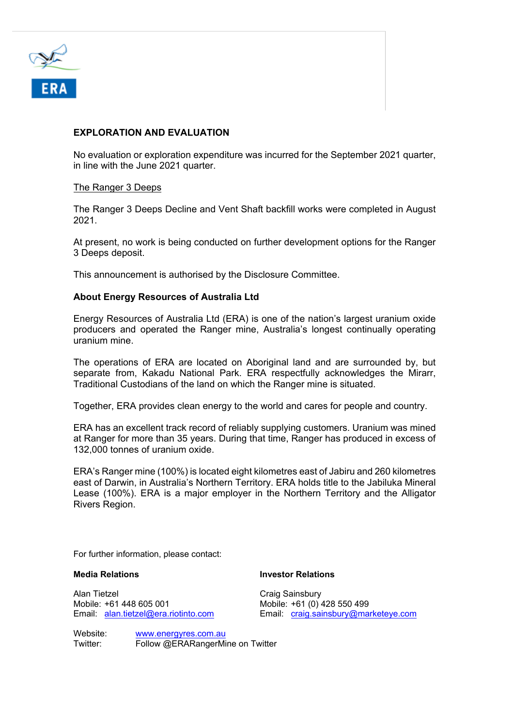## EXPLORATION AND EVALUATION

No evaluation or exploration expenditure was incurred for the September 2021 quarter, in line with the June 2021 quarter.

The Ranger 3 Deeps

The Ranger 3 Deeps Decline and Vent Shaft backfill works were completed in August 2021.

At present, no work is being conducted on further development options for the Ranger 3 Deeps deposit.

This announcement is authorised by the Disclosure Committee.

### About Energy Resources of Australia Ltd

Energy Resources of Australia Ltd (ERA) is one of the nation's largest uranium oxide producers and operated the Ranger mine, Australia's longest continually operating uranium mine.

The operations of ERA are located on Aboriginal land and are surrounded by, but separate from, Kakadu National Park. ERA respectfully acknowledges the Mirarr, Traditional Custodians of the land on which the Ranger mine is situated.

Together, ERA provides clean energy to the world and cares for people and country.

ERA has an excellent track record of reliably supplying customers. Uranium was mined at Ranger for more than 35 years. During that time, Ranger has produced in excess of 132,000 tonnes of uranium oxide.

ERA's Ranger mine (100%) is located eight kilometres east of Jabiru and 260 kilometres east of Darwin, in Australia's Northern Territory. ERA holds title to the Jabiluka Mineral Lease (100%). ERA is a major employer in the Northern Territory and the Alligator Rivers Region.

For further information, please contact:

**Media Relations**

Alan Tietzel
Mobile: +61 448 605 001
Email: alan.tietzel@era.riotinto.com

**Investor Relations**

Craig Sainsbury
Mobile: +61 (0) 428 550 499
Email: craig.sainsbury@marketeye.com

Website: www.energyres.com.au
Twitter: Follow @ERARangerMine on Twitter